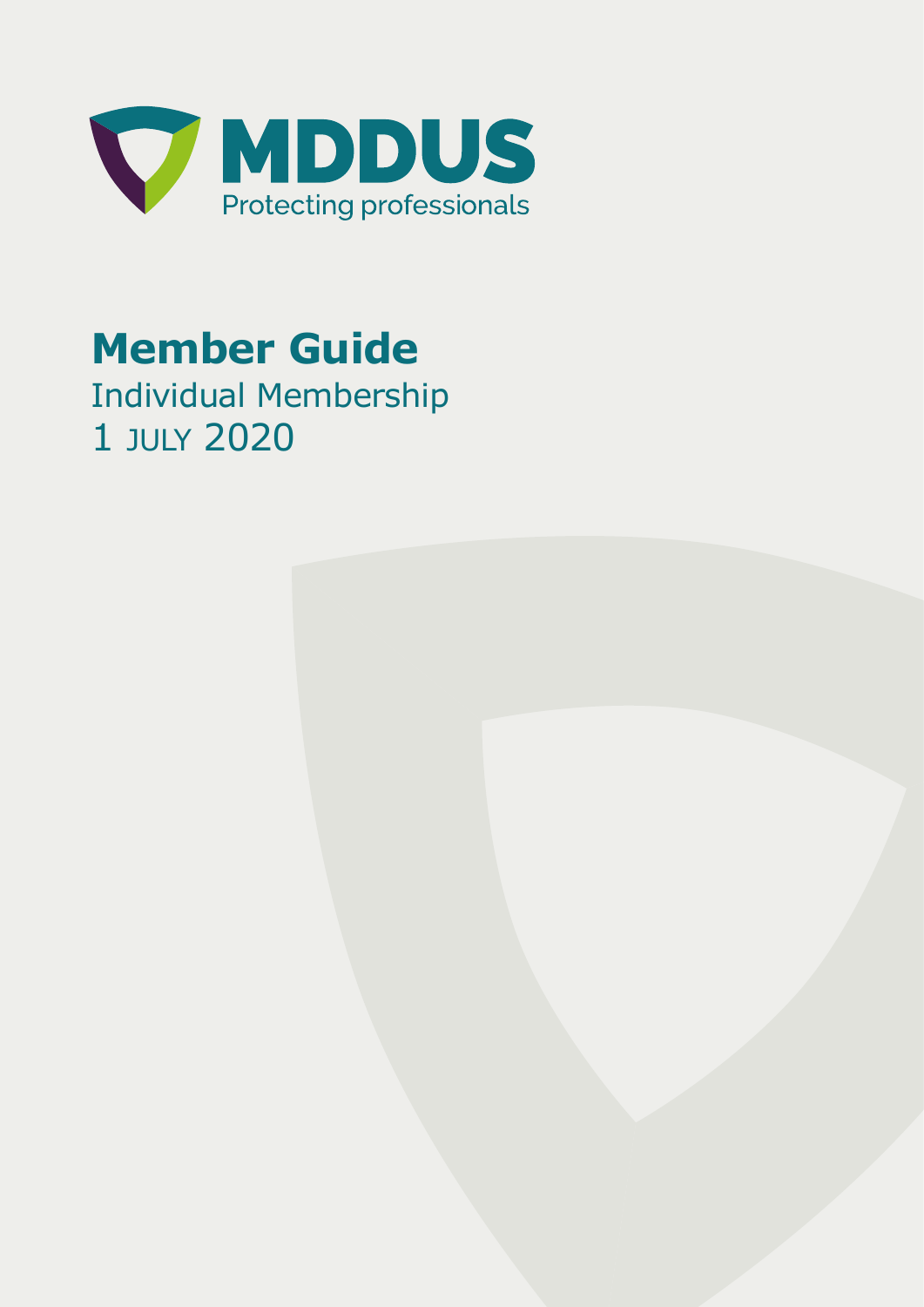MDDUS

Protecting professionals

# Member Guide

Individual Membership

1 JULY 2020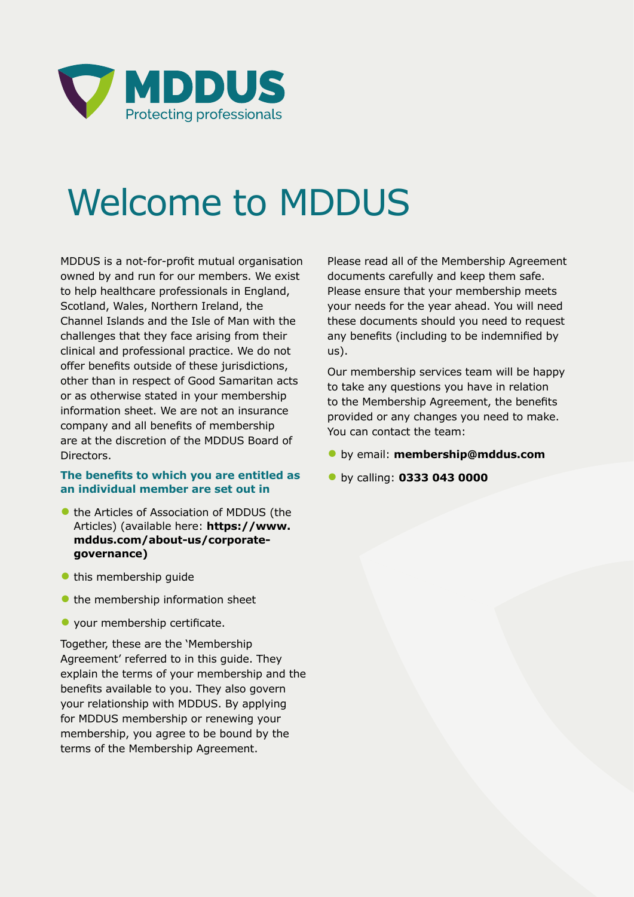MDDUS

Protecting professionals

# Welcome to MDDUS

MDDUS is a not-for-profit mutual organisation owned by and run for our members. We exist to help healthcare professionals in England, Scotland, Wales, Northern Ireland, the Channel Islands and the Isle of Man with the challenges that they face arising from their clinical and professional practice. We do not offer benefits outside of these jurisdictions, other than in respect of Good Samaritan acts or as otherwise stated in your membership information sheet. We are not an insurance company and all benefits of membership are at the discretion of the MDDUS Board of Directors.

**The benefits to which you are entitled as an individual member are set out in**

- the Articles of Association of MDDUS (the Articles) (available here: **https://www.mddus.com/about-us/corporate-governance)**
- this membership guide
- the membership information sheet
- your membership certificate.

Together, these are the 'Membership Agreement' referred to in this guide. They explain the terms of your membership and the benefits available to you. They also govern your relationship with MDDUS. By applying for MDDUS membership or renewing your membership, you agree to be bound by the terms of the Membership Agreement.

Please read all of the Membership Agreement documents carefully and keep them safe. Please ensure that your membership meets your needs for the year ahead. You will need these documents should you need to request any benefits (including to be indemnified by us).

Our membership services team will be happy to take any questions you have in relation to the Membership Agreement, the benefits provided or any changes you need to make. You can contact the team:

- by email: **membership@mddus.com**
- by calling: **0333 043 0000**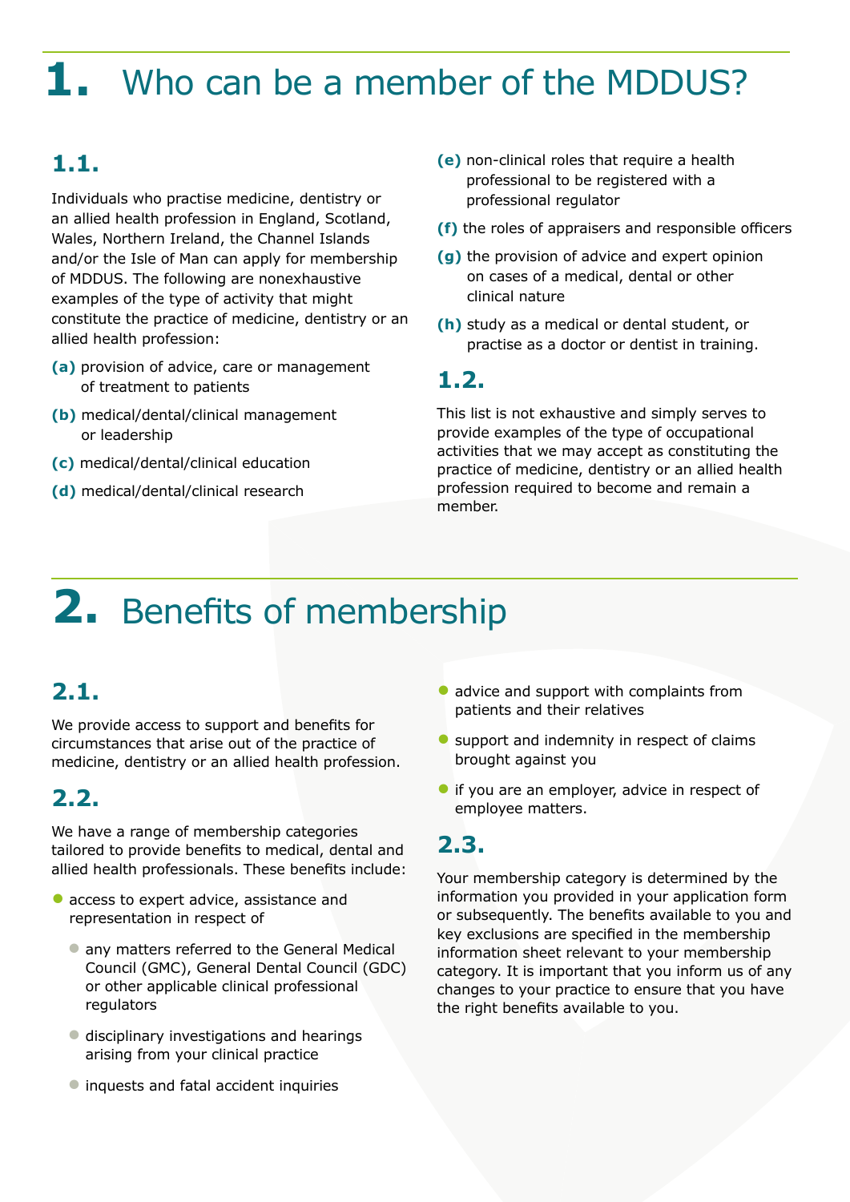# 1. Who can be a member of the MDDUS?

## 1.1.

Individuals who practise medicine, dentistry or an allied health profession in England, Scotland, Wales, Northern Ireland, the Channel Islands and/or the Isle of Man can apply for membership of MDDUS. The following are nonexhaustive examples of the type of activity that might constitute the practice of medicine, dentistry or an allied health profession:

**(a)** provision of advice, care or management of treatment to patients

**(b)** medical/dental/clinical management or leadership

**(c)** medical/dental/clinical education

**(d)** medical/dental/clinical research

**(e)** non-clinical roles that require a health professional to be registered with a professional regulator

**(f)** the roles of appraisers and responsible officers

**(g)** the provision of advice and expert opinion on cases of a medical, dental or other clinical nature

**(h)** study as a medical or dental student, or practise as a doctor or dentist in training.

## 1.2.

This list is not exhaustive and simply serves to provide examples of the type of occupational activities that we may accept as constituting the practice of medicine, dentistry or an allied health profession required to become and remain a member.

# 2. Benefits of membership

## 2.1.

We provide access to support and benefits for circumstances that arise out of the practice of medicine, dentistry or an allied health profession.

## 2.2.

We have a range of membership categories tailored to provide benefits to medical, dental and allied health professionals. These benefits include:

- access to expert advice, assistance and representation in respect of
  - any matters referred to the General Medical Council (GMC), General Dental Council (GDC) or other applicable clinical professional regulators
  - disciplinary investigations and hearings arising from your clinical practice
  - inquests and fatal accident inquiries
- advice and support with complaints from patients and their relatives
- support and indemnity in respect of claims brought against you
- if you are an employer, advice in respect of employee matters.

## 2.3.

Your membership category is determined by the information you provided in your application form or subsequently. The benefits available to you and key exclusions are specified in the membership information sheet relevant to your membership category. It is important that you inform us of any changes to your practice to ensure that you have the right benefits available to you.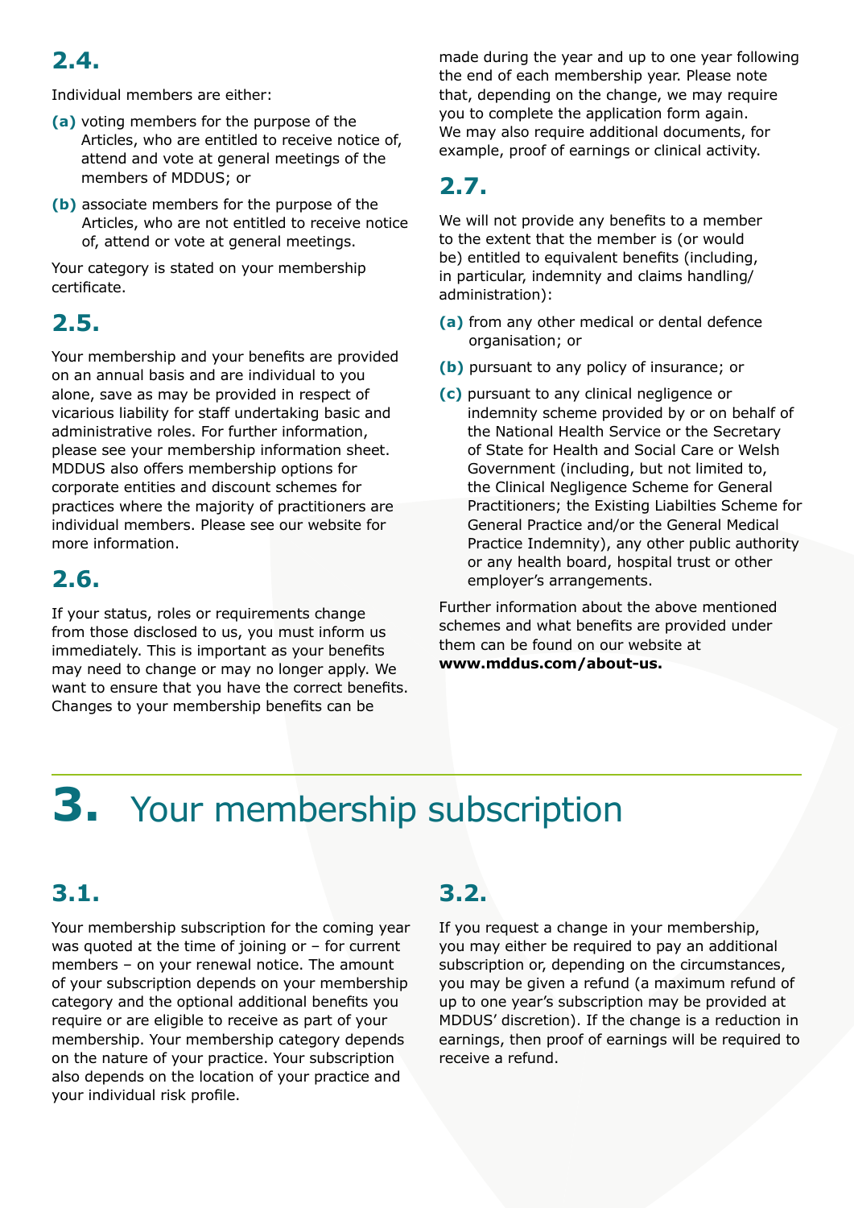## 2.4.

Individual members are either:

**(a)** voting members for the purpose of the Articles, who are entitled to receive notice of, attend and vote at general meetings of the members of MDDUS; or

**(b)** associate members for the purpose of the Articles, who are not entitled to receive notice of, attend or vote at general meetings.

Your category is stated on your membership certificate.

## 2.5.

Your membership and your benefits are provided on an annual basis and are individual to you alone, save as may be provided in respect of vicarious liability for staff undertaking basic and administrative roles. For further information, please see your membership information sheet. MDDUS also offers membership options for corporate entities and discount schemes for practices where the majority of practitioners are individual members. Please see our website for more information.

## 2.6.

If your status, roles or requirements change from those disclosed to us, you must inform us immediately. This is important as your benefits may need to change or may no longer apply. We want to ensure that you have the correct benefits. Changes to your membership benefits can be made during the year and up to one year following the end of each membership year. Please note that, depending on the change, we may require you to complete the application form again. We may also require additional documents, for example, proof of earnings or clinical activity.

## 2.7.

We will not provide any benefits to a member to the extent that the member is (or would be) entitled to equivalent benefits (including, in particular, indemnity and claims handling/administration):

**(a)** from any other medical or dental defence organisation; or

**(b)** pursuant to any policy of insurance; or

**(c)** pursuant to any clinical negligence or indemnity scheme provided by or on behalf of the National Health Service or the Secretary of State for Health and Social Care or Welsh Government (including, but not limited to, the Clinical Negligence Scheme for General Practitioners; the Existing Liabilties Scheme for General Practice and/or the General Medical Practice Indemnity), any other public authority or any health board, hospital trust or other employer's arrangements.

Further information about the above mentioned schemes and what benefits are provided under them can be found on our website at **www.mddus.com/about-us.**

# 3. Your membership subscription

## 3.1.

Your membership subscription for the coming year was quoted at the time of joining or – for current members – on your renewal notice. The amount of your subscription depends on your membership category and the optional additional benefits you require or are eligible to receive as part of your membership. Your membership category depends on the nature of your practice. Your subscription also depends on the location of your practice and your individual risk profile.

## 3.2.

If you request a change in your membership, you may either be required to pay an additional subscription or, depending on the circumstances, you may be given a refund (a maximum refund of up to one year's subscription may be provided at MDDUS' discretion). If the change is a reduction in earnings, then proof of earnings will be required to receive a refund.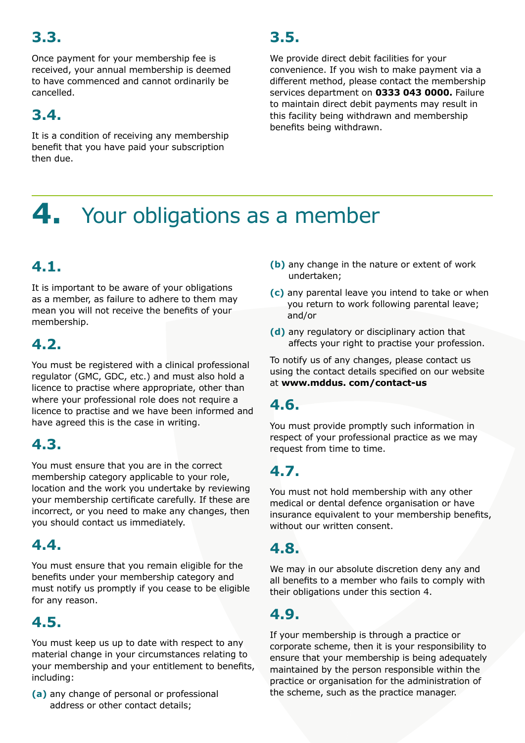### 3.3.

Once payment for your membership fee is received, your annual membership is deemed to have commenced and cannot ordinarily be cancelled.

### 3.4.

It is a condition of receiving any membership benefit that you have paid your subscription then due.

### 3.5.

We provide direct debit facilities for your convenience. If you wish to make payment via a different method, please contact the membership services department on **0333 043 0000.** Failure to maintain direct debit payments may result in this facility being withdrawn and membership benefits being withdrawn.

## 4. Your obligations as a member

### 4.1.

It is important to be aware of your obligations as a member, as failure to adhere to them may mean you will not receive the benefits of your membership.

### 4.2.

You must be registered with a clinical professional regulator (GMC, GDC, etc.) and must also hold a licence to practise where appropriate, other than where your professional role does not require a licence to practise and we have been informed and have agreed this is the case in writing.

### 4.3.

You must ensure that you are in the correct membership category applicable to your role, location and the work you undertake by reviewing your membership certificate carefully. If these are incorrect, or you need to make any changes, then you should contact us immediately.

### 4.4.

You must ensure that you remain eligible for the benefits under your membership category and must notify us promptly if you cease to be eligible for any reason.

### 4.5.

You must keep us up to date with respect to any material change in your circumstances relating to your membership and your entitlement to benefits, including:

**(a)** any change of personal or professional address or other contact details;

**(b)** any change in the nature or extent of work undertaken;

**(c)** any parental leave you intend to take or when you return to work following parental leave; and/or

**(d)** any regulatory or disciplinary action that affects your right to practise your profession.

To notify us of any changes, please contact us using the contact details specified on our website at **www.mddus. com/contact-us**

### 4.6.

You must provide promptly such information in respect of your professional practice as we may request from time to time.

### 4.7.

You must not hold membership with any other medical or dental defence organisation or have insurance equivalent to your membership benefits, without our written consent.

### 4.8.

We may in our absolute discretion deny any and all benefits to a member who fails to comply with their obligations under this section 4.

### 4.9.

If your membership is through a practice or corporate scheme, then it is your responsibility to ensure that your membership is being adequately maintained by the person responsible within the practice or organisation for the administration of the scheme, such as the practice manager.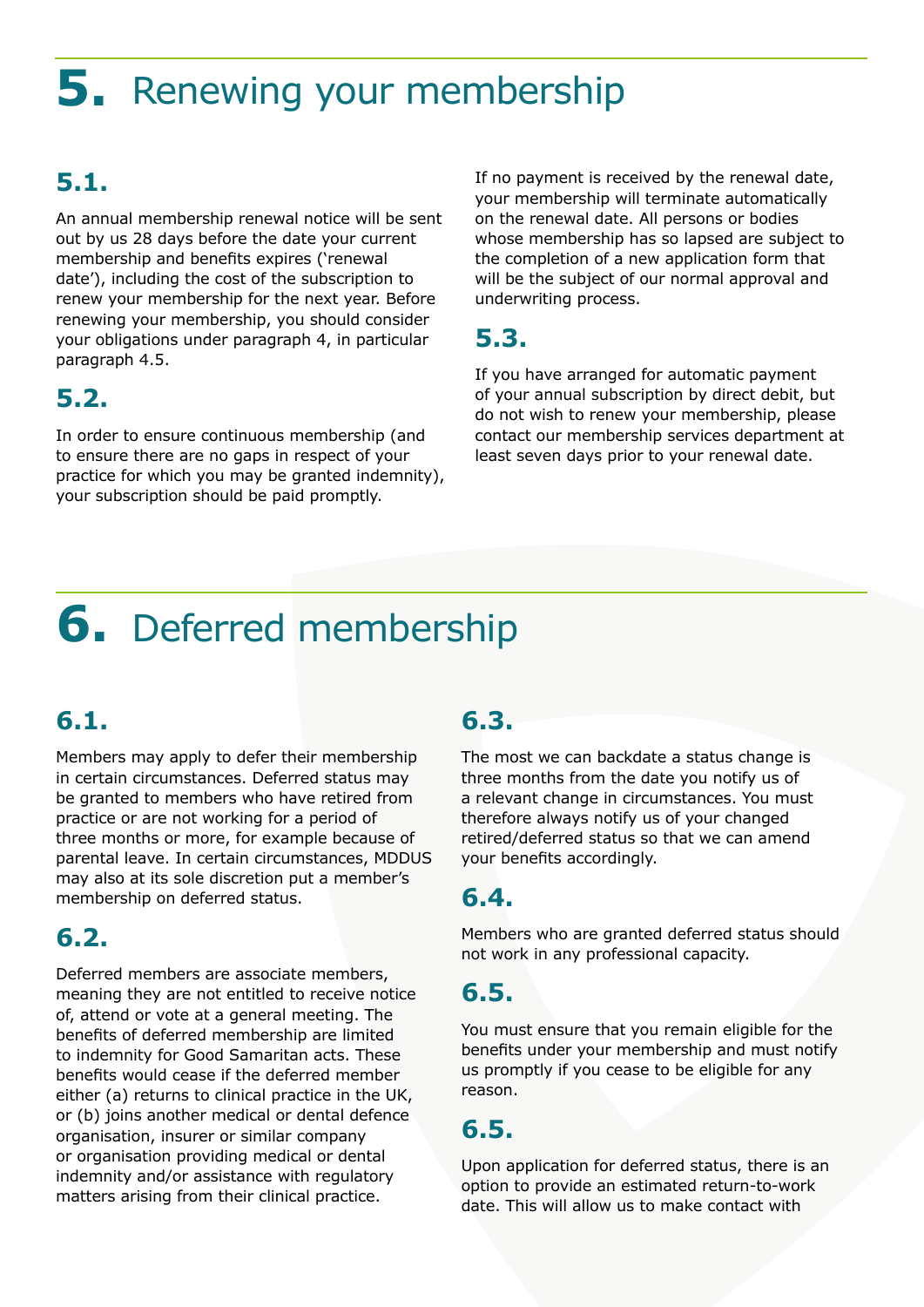# 5. Renewing your membership

## 5.1.

An annual membership renewal notice will be sent out by us 28 days before the date your current membership and benefits expires ('renewal date'), including the cost of the subscription to renew your membership for the next year. Before renewing your membership, you should consider your obligations under paragraph 4, in particular paragraph 4.5.

## 5.2.

In order to ensure continuous membership (and to ensure there are no gaps in respect of your practice for which you may be granted indemnity), your subscription should be paid promptly.

If no payment is received by the renewal date, your membership will terminate automatically on the renewal date. All persons or bodies whose membership has so lapsed are subject to the completion of a new application form that will be the subject of our normal approval and underwriting process.

## 5.3.

If you have arranged for automatic payment of your annual subscription by direct debit, but do not wish to renew your membership, please contact our membership services department at least seven days prior to your renewal date.

# 6. Deferred membership

## 6.1.

Members may apply to defer their membership in certain circumstances. Deferred status may be granted to members who have retired from practice or are not working for a period of three months or more, for example because of parental leave. In certain circumstances, MDDUS may also at its sole discretion put a member's membership on deferred status.

## 6.2.

Deferred members are associate members, meaning they are not entitled to receive notice of, attend or vote at a general meeting. The benefits of deferred membership are limited to indemnity for Good Samaritan acts. These benefits would cease if the deferred member either (a) returns to clinical practice in the UK, or (b) joins another medical or dental defence organisation, insurer or similar company or organisation providing medical or dental indemnity and/or assistance with regulatory matters arising from their clinical practice.

## 6.3.

The most we can backdate a status change is three months from the date you notify us of a relevant change in circumstances. You must therefore always notify us of your changed retired/deferred status so that we can amend your benefits accordingly.

## 6.4.

Members who are granted deferred status should not work in any professional capacity.

## 6.5.

You must ensure that you remain eligible for the benefits under your membership and must notify us promptly if you cease to be eligible for any reason.

## 6.5.

Upon application for deferred status, there is an option to provide an estimated return-to-work date. This will allow us to make contact with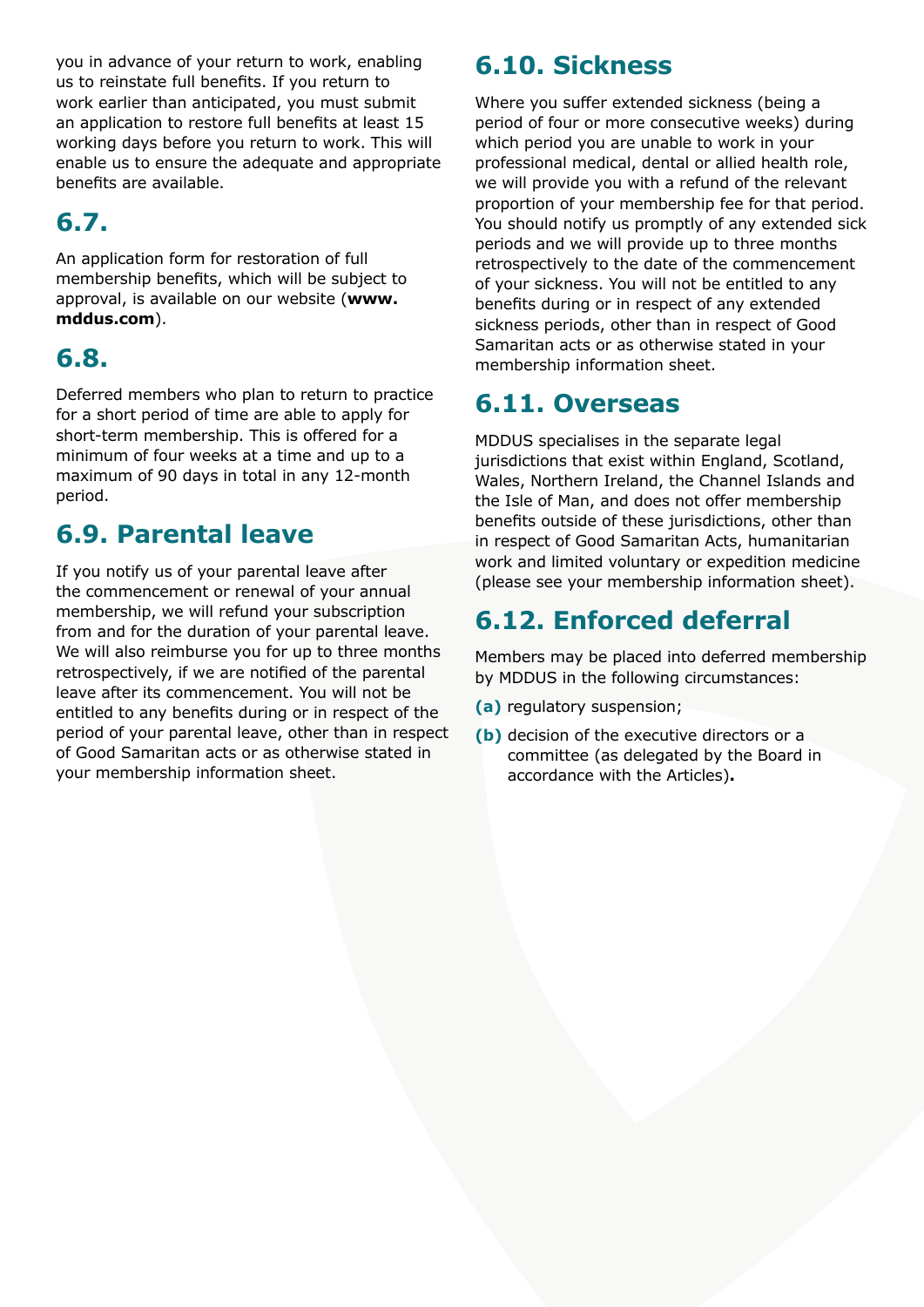you in advance of your return to work, enabling us to reinstate full benefits. If you return to work earlier than anticipated, you must submit an application to restore full benefits at least 15 working days before you return to work. This will enable us to ensure the adequate and appropriate benefits are available.

## 6.7.

An application form for restoration of full membership benefits, which will be subject to approval, is available on our website (**www.mddus.com**).

## 6.8.

Deferred members who plan to return to practice for a short period of time are able to apply for short-term membership. This is offered for a minimum of four weeks at a time and up to a maximum of 90 days in total in any 12-month period.

## 6.9. Parental leave

If you notify us of your parental leave after the commencement or renewal of your annual membership, we will refund your subscription from and for the duration of your parental leave. We will also reimburse you for up to three months retrospectively, if we are notified of the parental leave after its commencement. You will not be entitled to any benefits during or in respect of the period of your parental leave, other than in respect of Good Samaritan acts or as otherwise stated in your membership information sheet.

## 6.10. Sickness

Where you suffer extended sickness (being a period of four or more consecutive weeks) during which period you are unable to work in your professional medical, dental or allied health role, we will provide you with a refund of the relevant proportion of your membership fee for that period. You should notify us promptly of any extended sick periods and we will provide up to three months retrospectively to the date of the commencement of your sickness. You will not be entitled to any benefits during or in respect of any extended sickness periods, other than in respect of Good Samaritan acts or as otherwise stated in your membership information sheet.

## 6.11. Overseas

MDDUS specialises in the separate legal jurisdictions that exist within England, Scotland, Wales, Northern Ireland, the Channel Islands and the Isle of Man, and does not offer membership benefits outside of these jurisdictions, other than in respect of Good Samaritan Acts, humanitarian work and limited voluntary or expedition medicine (please see your membership information sheet).

## 6.12. Enforced deferral

Members may be placed into deferred membership by MDDUS in the following circumstances:

**(a)** regulatory suspension;

**(b)** decision of the executive directors or a committee (as delegated by the Board in accordance with the Articles).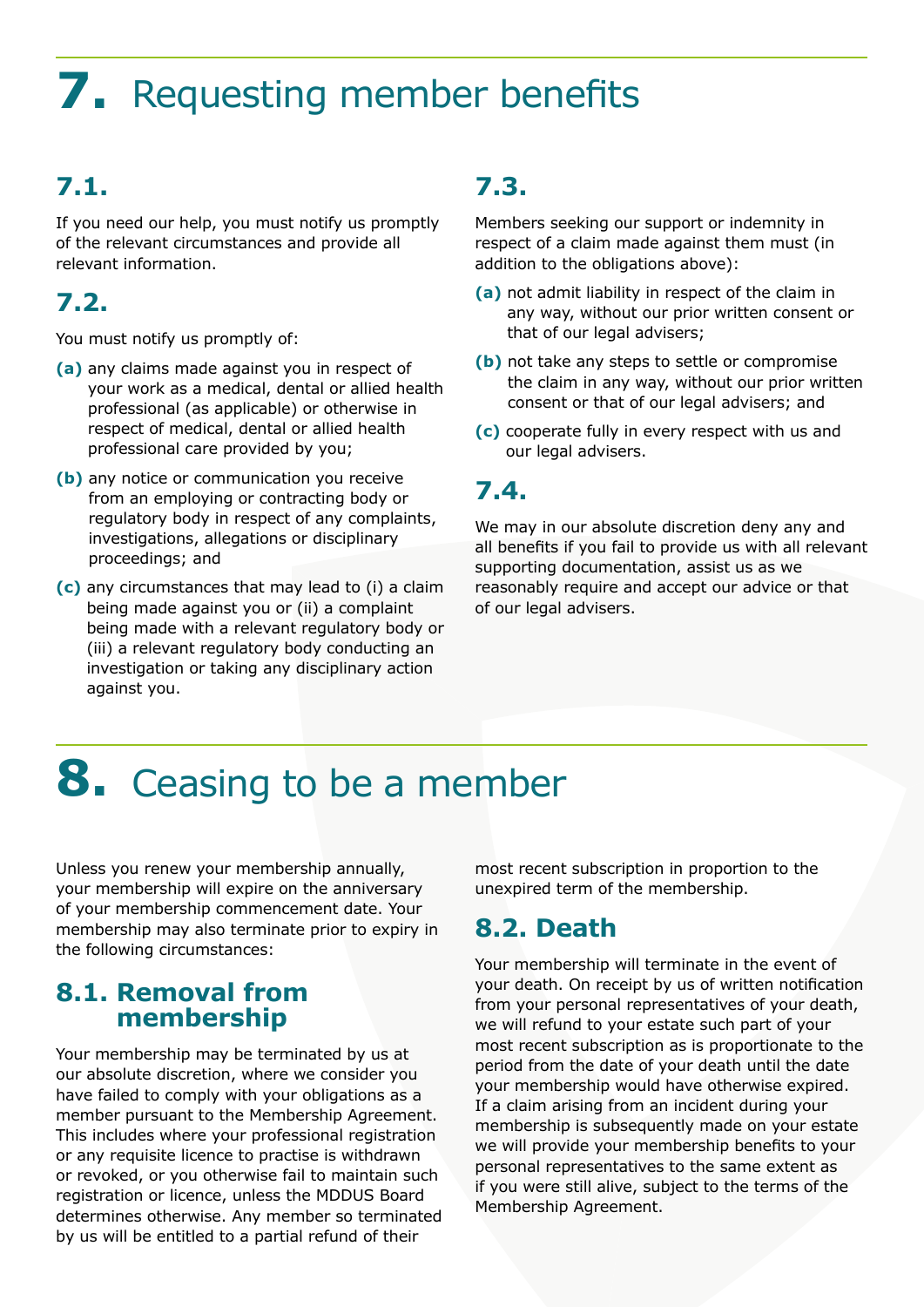# 7. Requesting member benefits

## 7.1.

If you need our help, you must notify us promptly of the relevant circumstances and provide all relevant information.

## 7.2.

You must notify us promptly of:

**(a)** any claims made against you in respect of your work as a medical, dental or allied health professional (as applicable) or otherwise in respect of medical, dental or allied health professional care provided by you;

**(b)** any notice or communication you receive from an employing or contracting body or regulatory body in respect of any complaints, investigations, allegations or disciplinary proceedings; and

**(c)** any circumstances that may lead to (i) a claim being made against you or (ii) a complaint being made with a relevant regulatory body or (iii) a relevant regulatory body conducting an investigation or taking any disciplinary action against you.

## 7.3.

Members seeking our support or indemnity in respect of a claim made against them must (in addition to the obligations above):

**(a)** not admit liability in respect of the claim in any way, without our prior written consent or that of our legal advisers;

**(b)** not take any steps to settle or compromise the claim in any way, without our prior written consent or that of our legal advisers; and

**(c)** cooperate fully in every respect with us and our legal advisers.

## 7.4.

We may in our absolute discretion deny any and all benefits if you fail to provide us with all relevant supporting documentation, assist us as we reasonably require and accept our advice or that of our legal advisers.

# 8. Ceasing to be a member

Unless you renew your membership annually, your membership will expire on the anniversary of your membership commencement date. Your membership may also terminate prior to expiry in the following circumstances:

## 8.1. Removal from membership

Your membership may be terminated by us at our absolute discretion, where we consider you have failed to comply with your obligations as a member pursuant to the Membership Agreement. This includes where your professional registration or any requisite licence to practise is withdrawn or revoked, or you otherwise fail to maintain such registration or licence, unless the MDDUS Board determines otherwise. Any member so terminated by us will be entitled to a partial refund of their most recent subscription in proportion to the unexpired term of the membership.

## 8.2. Death

Your membership will terminate in the event of your death. On receipt by us of written notification from your personal representatives of your death, we will refund to your estate such part of your most recent subscription as is proportionate to the period from the date of your death until the date your membership would have otherwise expired. If a claim arising from an incident during your membership is subsequently made on your estate we will provide your membership benefits to your personal representatives to the same extent as if you were still alive, subject to the terms of the Membership Agreement.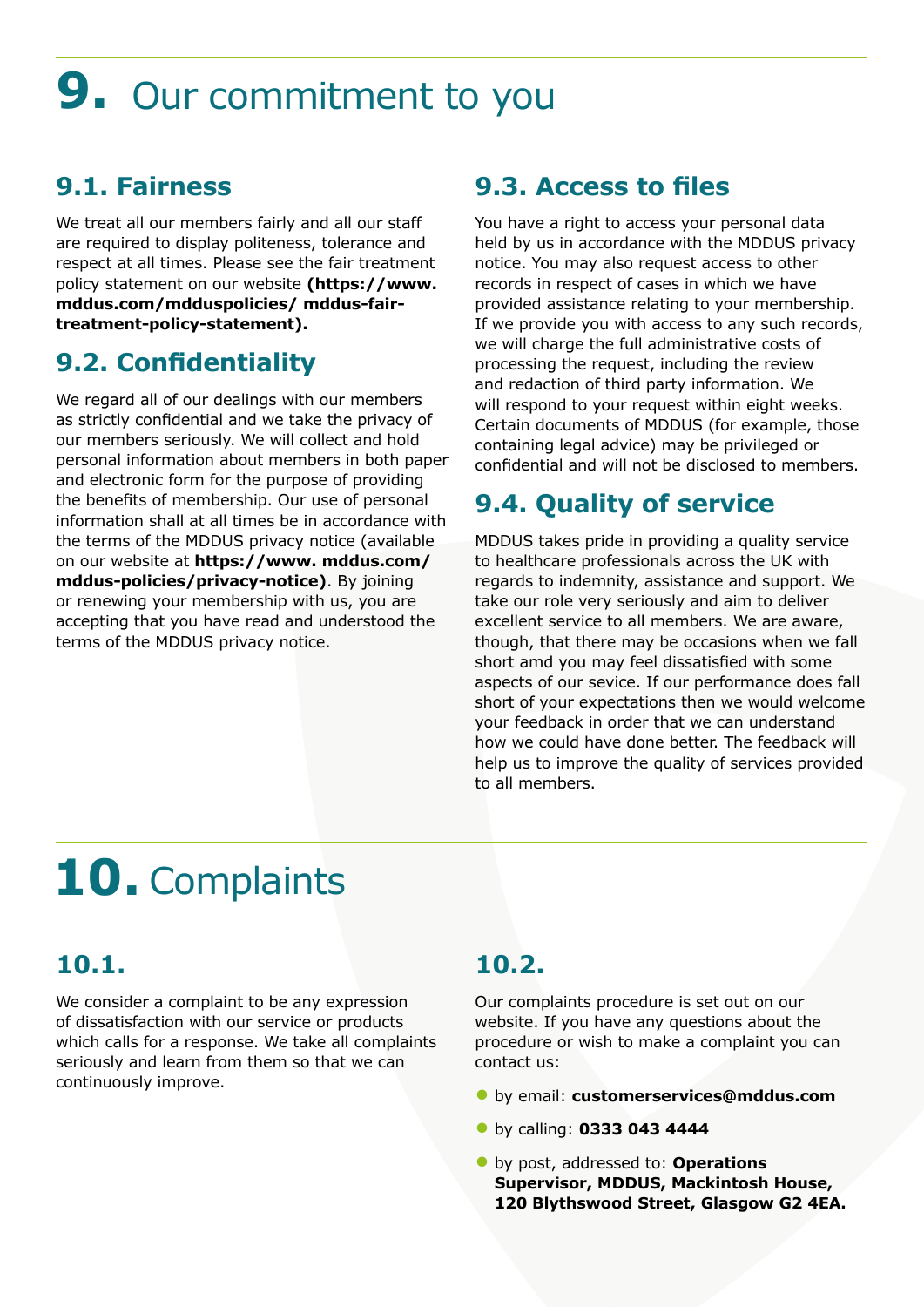# 9. Our commitment to you

## 9.1. Fairness

We treat all our members fairly and all our staff are required to display politeness, tolerance and respect at all times. Please see the fair treatment policy statement on our website **(https://www. mddus.com/mdduspolicies/ mddus-fair-treatment-policy-statement).**

## 9.2. Confidentiality

We regard all of our dealings with our members as strictly confidential and we take the privacy of our members seriously. We will collect and hold personal information about members in both paper and electronic form for the purpose of providing the benefits of membership. Our use of personal information shall at all times be in accordance with the terms of the MDDUS privacy notice (available on our website at **https://www. mddus.com/ mddus-policies/privacy-notice)**. By joining or renewing your membership with us, you are accepting that you have read and understood the terms of the MDDUS privacy notice.

## 9.3. Access to files

You have a right to access your personal data held by us in accordance with the MDDUS privacy notice. You may also request access to other records in respect of cases in which we have provided assistance relating to your membership. If we provide you with access to any such records, we will charge the full administrative costs of processing the request, including the review and redaction of third party information. We will respond to your request within eight weeks. Certain documents of MDDUS (for example, those containing legal advice) may be privileged or confidential and will not be disclosed to members.

## 9.4. Quality of service

MDDUS takes pride in providing a quality service to healthcare professionals across the UK with regards to indemnity, assistance and support. We take our role very seriously and aim to deliver excellent service to all members. We are aware, though, that there may be occasions when we fall short amd you may feel dissatisfied with some aspects of our sevice. If our performance does fall short of your expectations then we would welcome your feedback in order that we can understand how we could have done better. The feedback will help us to improve the quality of services provided to all members.

# 10. Complaints

## 10.1.

We consider a complaint to be any expression of dissatisfaction with our service or products which calls for a response. We take all complaints seriously and learn from them so that we can continuously improve.

## 10.2.

Our complaints procedure is set out on our website. If you have any questions about the procedure or wish to make a complaint you can contact us:

- by email: **customerservices@mddus.com**
- by calling: **0333 043 4444**
- by post, addressed to: **Operations Supervisor, MDDUS, Mackintosh House, 120 Blythswood Street, Glasgow G2 4EA.**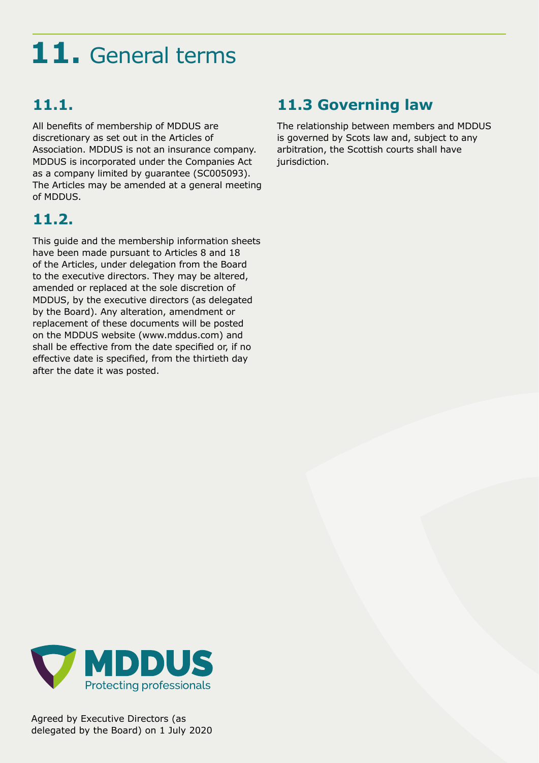# 11. General terms

## 11.1.

All benefits of membership of MDDUS are discretionary as set out in the Articles of Association. MDDUS is not an insurance company. MDDUS is incorporated under the Companies Act as a company limited by guarantee (SC005093). The Articles may be amended at a general meeting of MDDUS.

## 11.2.

This guide and the membership information sheets have been made pursuant to Articles 8 and 18 of the Articles, under delegation from the Board to the executive directors. They may be altered, amended or replaced at the sole discretion of MDDUS, by the executive directors (as delegated by the Board). Any alteration, amendment or replacement of these documents will be posted on the MDDUS website (www.mddus.com) and shall be effective from the date specified or, if no effective date is specified, from the thirtieth day after the date it was posted.

## 11.3 Governing law

The relationship between members and MDDUS is governed by Scots law and, subject to any arbitration, the Scottish courts shall have jurisdiction.

MDDUS
Protecting professionals

Agreed by Executive Directors (as delegated by the Board) on 1 July 2020